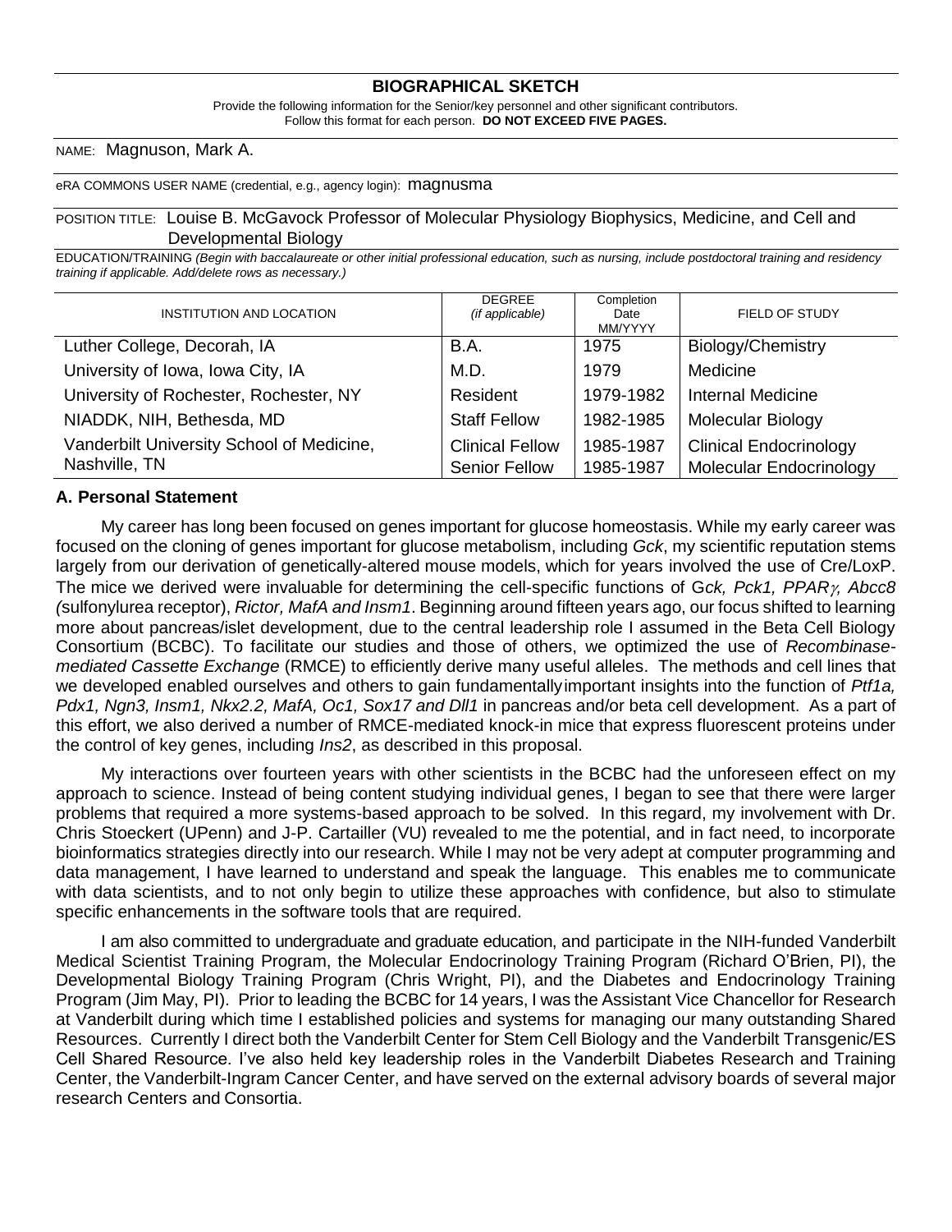# BIOGRAPHICAL SKETCH

Provide the following information for the Senior/key personnel and other significant contributors.
Follow this format for each person. **DO NOT EXCEED FIVE PAGES.**

NAME: Magnuson, Mark A.

eRA COMMONS USER NAME (credential, e.g., agency login): magnusma

POSITION TITLE: Louise B. McGavock Professor of Molecular Physiology Biophysics, Medicine, and Cell and Developmental Biology

EDUCATION/TRAINING *(Begin with baccalaureate or other initial professional education, such as nursing, include postdoctoral training and residency training if applicable. Add/delete rows as necessary.)*

| INSTITUTION AND LOCATION | DEGREE *(if applicable)* | Completion Date MM/YYYY | FIELD OF STUDY |
|---|---|---|---|
| Luther College, Decorah, IA | B.A. | 1975 | Biology/Chemistry |
| University of Iowa, Iowa City, IA | M.D. | 1979 | Medicine |
| University of Rochester, Rochester, NY | Resident | 1979-1982 | Internal Medicine |
| NIADDK, NIH, Bethesda, MD | Staff Fellow | 1982-1985 | Molecular Biology |
| Vanderbilt University School of Medicine, Nashville, TN | Clinical Fellow<br>Senior Fellow | 1985-1987<br>1985-1987 | Clinical Endocrinology<br>Molecular Endocrinology |

## A. Personal Statement

My career has long been focused on genes important for glucose homeostasis. While my early career was focused on the cloning of genes important for glucose metabolism, including *Gck*, my scientific reputation stems largely from our derivation of genetically-altered mouse models, which for years involved the use of Cre/LoxP. The mice we derived were invaluable for determining the cell-specific functions of G*ck, Pck1, PPAR*$\gamma$*, Abcc8 (*sulfonylurea receptor), *Rictor, MafA and Insm1*. Beginning around fifteen years ago, our focus shifted to learning more about pancreas/islet development, due to the central leadership role I assumed in the Beta Cell Biology Consortium (BCBC). To facilitate our studies and those of others, we optimized the use of *Recombinase-mediated Cassette Exchange* (RMCE) to efficiently derive many useful alleles. The methods and cell lines that we developed enabled ourselves and others to gain fundamentally important insights into the function of *Ptf1a, Pdx1, Ngn3, Insm1, Nkx2.2, MafA, Oc1, Sox17 and Dll1* in pancreas and/or beta cell development. As a part of this effort, we also derived a number of RMCE-mediated knock-in mice that express fluorescent proteins under the control of key genes, including *Ins2*, as described in this proposal.

My interactions over fourteen years with other scientists in the BCBC had the unforeseen effect on my approach to science. Instead of being content studying individual genes, I began to see that there were larger problems that required a more systems-based approach to be solved. In this regard, my involvement with Dr. Chris Stoeckert (UPenn) and J-P. Cartailler (VU) revealed to me the potential, and in fact need, to incorporate bioinformatics strategies directly into our research. While I may not be very adept at computer programming and data management, I have learned to understand and speak the language. This enables me to communicate with data scientists, and to not only begin to utilize these approaches with confidence, but also to stimulate specific enhancements in the software tools that are required.

I am also committed to undergraduate and graduate education, and participate in the NIH-funded Vanderbilt Medical Scientist Training Program, the Molecular Endocrinology Training Program (Richard O'Brien, PI), the Developmental Biology Training Program (Chris Wright, PI), and the Diabetes and Endocrinology Training Program (Jim May, PI). Prior to leading the BCBC for 14 years, I was the Assistant Vice Chancellor for Research at Vanderbilt during which time I established policies and systems for managing our many outstanding Shared Resources. Currently I direct both the Vanderbilt Center for Stem Cell Biology and the Vanderbilt Transgenic/ES Cell Shared Resource. I've also held key leadership roles in the Vanderbilt Diabetes Research and Training Center, the Vanderbilt-Ingram Cancer Center, and have served on the external advisory boards of several major research Centers and Consortia.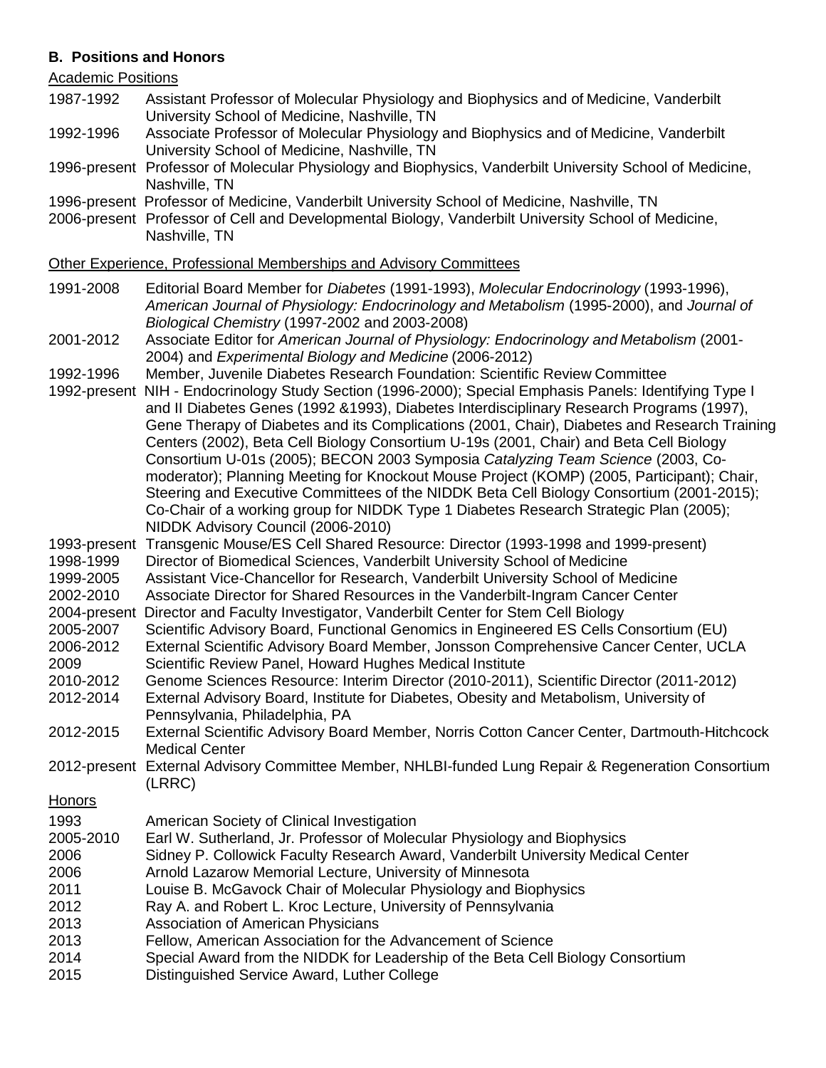## B. Positions and Honors

<u>Academic Positions</u>

1987-1992 Assistant Professor of Molecular Physiology and Biophysics and of Medicine, Vanderbilt University School of Medicine, Nashville, TN

1992-1996 Associate Professor of Molecular Physiology and Biophysics and of Medicine, Vanderbilt University School of Medicine, Nashville, TN

1996-present Professor of Molecular Physiology and Biophysics, Vanderbilt University School of Medicine, Nashville, TN

1996-present Professor of Medicine, Vanderbilt University School of Medicine, Nashville, TN

2006-present Professor of Cell and Developmental Biology, Vanderbilt University School of Medicine, Nashville, TN

<u>Other Experience, Professional Memberships and Advisory Committees</u>

1991-2008 Editorial Board Member for *Diabetes* (1991-1993), *Molecular Endocrinology* (1993-1996), *American Journal of Physiology: Endocrinology and Metabolism* (1995-2000), and *Journal of Biological Chemistry* (1997-2002 and 2003-2008)

2001-2012 Associate Editor for *American Journal of Physiology: Endocrinology and Metabolism* (2001-2004) and *Experimental Biology and Medicine* (2006-2012)

1992-1996 Member, Juvenile Diabetes Research Foundation: Scientific Review Committee

1992-present NIH - Endocrinology Study Section (1996-2000); Special Emphasis Panels: Identifying Type I and II Diabetes Genes (1992 &1993), Diabetes Interdisciplinary Research Programs (1997), Gene Therapy of Diabetes and its Complications (2001, Chair), Diabetes and Research Training Centers (2002), Beta Cell Biology Consortium U-19s (2001, Chair) and Beta Cell Biology Consortium U-01s (2005); BECON 2003 Symposia *Catalyzing Team Science* (2003, Co-moderator); Planning Meeting for Knockout Mouse Project (KOMP) (2005, Participant); Chair, Steering and Executive Committees of the NIDDK Beta Cell Biology Consortium (2001-2015); Co-Chair of a working group for NIDDK Type 1 Diabetes Research Strategic Plan (2005); NIDDK Advisory Council (2006-2010)

1993-present Transgenic Mouse/ES Cell Shared Resource: Director (1993-1998 and 1999-present)

1998-1999 Director of Biomedical Sciences, Vanderbilt University School of Medicine

1999-2005 Assistant Vice-Chancellor for Research, Vanderbilt University School of Medicine

2002-2010 Associate Director for Shared Resources in the Vanderbilt-Ingram Cancer Center

2004-present Director and Faculty Investigator, Vanderbilt Center for Stem Cell Biology

2005-2007 Scientific Advisory Board, Functional Genomics in Engineered ES Cells Consortium (EU)

2006-2012 External Scientific Advisory Board Member, Jonsson Comprehensive Cancer Center, UCLA

2009 Scientific Review Panel, Howard Hughes Medical Institute

2010-2012 Genome Sciences Resource: Interim Director (2010-2011), Scientific Director (2011-2012)

2012-2014 External Advisory Board, Institute for Diabetes, Obesity and Metabolism, University of Pennsylvania, Philadelphia, PA

2012-2015 External Scientific Advisory Board Member, Norris Cotton Cancer Center, Dartmouth-Hitchcock Medical Center

2012-present External Advisory Committee Member, NHLBI-funded Lung Repair & Regeneration Consortium (LRRC)

<u>Honors</u>

1993 American Society of Clinical Investigation

2005-2010 Earl W. Sutherland, Jr. Professor of Molecular Physiology and Biophysics

2006 Sidney P. Collowick Faculty Research Award, Vanderbilt University Medical Center

2006 Arnold Lazarow Memorial Lecture, University of Minnesota

2011 Louise B. McGavock Chair of Molecular Physiology and Biophysics

2012 Ray A. and Robert L. Kroc Lecture, University of Pennsylvania

2013 Association of American Physicians

2013 Fellow, American Association for the Advancement of Science

2014 Special Award from the NIDDK for Leadership of the Beta Cell Biology Consortium

2015 Distinguished Service Award, Luther College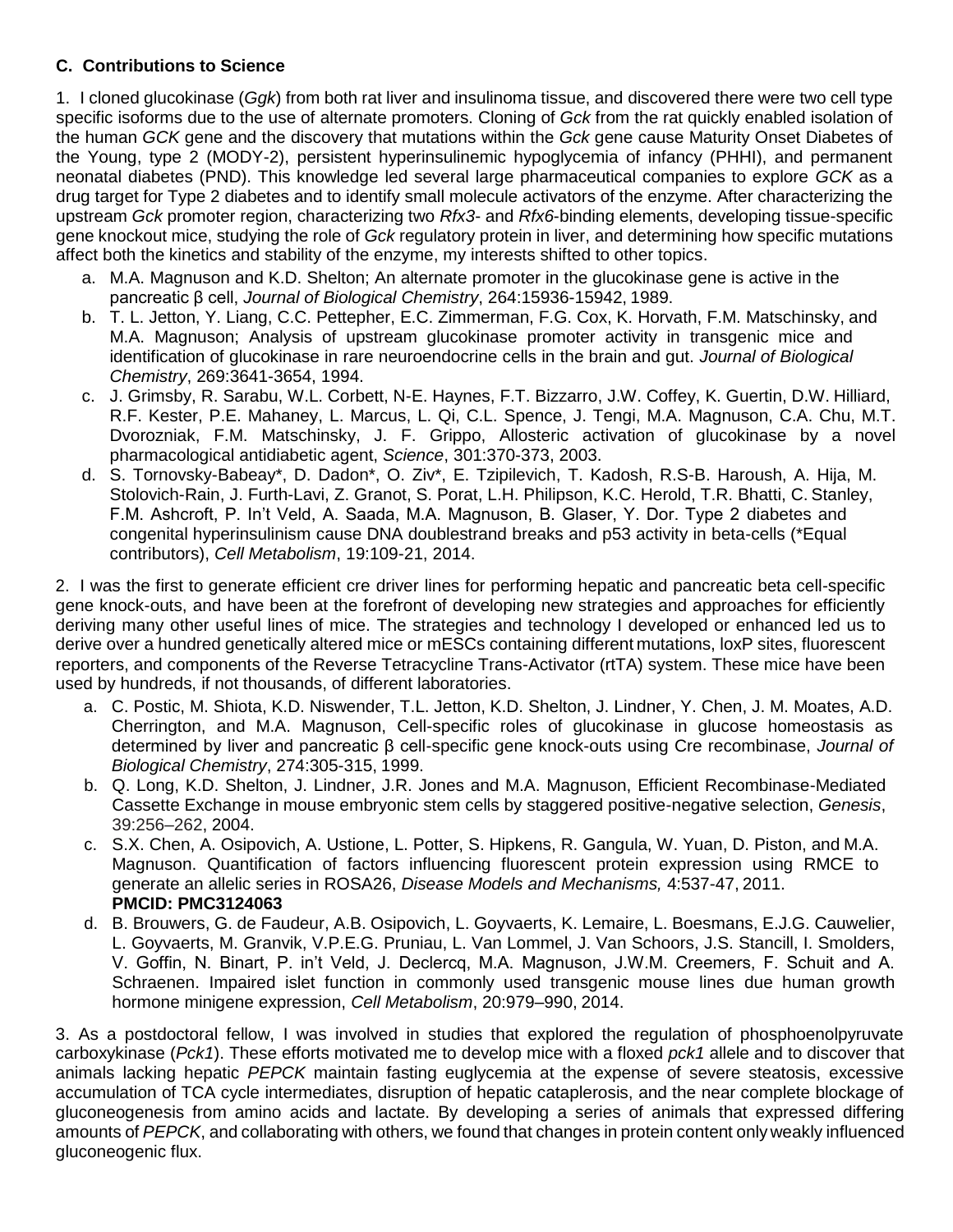**C. Contributions to Science**

1. I cloned glucokinase (*Ggk*) from both rat liver and insulinoma tissue, and discovered there were two cell type specific isoforms due to the use of alternate promoters. Cloning of *Gck* from the rat quickly enabled isolation of the human *GCK* gene and the discovery that mutations within the *Gck* gene cause Maturity Onset Diabetes of the Young, type 2 (MODY-2), persistent hyperinsulinemic hypoglycemia of infancy (PHHI), and permanent neonatal diabetes (PND). This knowledge led several large pharmaceutical companies to explore *GCK* as a drug target for Type 2 diabetes and to identify small molecule activators of the enzyme. After characterizing the upstream *Gck* promoter region, characterizing two *Rfx3*- and *Rfx6*-binding elements, developing tissue-specific gene knockout mice, studying the role of *Gck* regulatory protein in liver, and determining how specific mutations affect both the kinetics and stability of the enzyme, my interests shifted to other topics.

a. M.A. Magnuson and K.D. Shelton; An alternate promoter in the glucokinase gene is active in the pancreatic β cell, *Journal of Biological Chemistry*, 264:15936-15942, 1989.
b. T. L. Jetton, Y. Liang, C.C. Pettepher, E.C. Zimmerman, F.G. Cox, K. Horvath, F.M. Matschinsky, and M.A. Magnuson; Analysis of upstream glucokinase promoter activity in transgenic mice and identification of glucokinase in rare neuroendocrine cells in the brain and gut. *Journal of Biological Chemistry*, 269:3641-3654, 1994.
c. J. Grimsby, R. Sarabu, W.L. Corbett, N-E. Haynes, F.T. Bizzarro, J.W. Coffey, K. Guertin, D.W. Hilliard, R.F. Kester, P.E. Mahaney, L. Marcus, L. Qi, C.L. Spence, J. Tengi, M.A. Magnuson, C.A. Chu, M.T. Dvorozniak, F.M. Matschinsky, J. F. Grippo, Allosteric activation of glucokinase by a novel pharmacological antidiabetic agent, *Science*, 301:370-373, 2003.
d. S. Tornovsky-Babeay*, D. Dadon*, O. Ziv*, E. Tzipilevich, T. Kadosh, R.S-B. Haroush, A. Hija, M. Stolovich-Rain, J. Furth-Lavi, Z. Granot, S. Porat, L.H. Philipson, K.C. Herold, T.R. Bhatti, C. Stanley, F.M. Ashcroft, P. In't Veld, A. Saada, M.A. Magnuson, B. Glaser, Y. Dor. Type 2 diabetes and congenital hyperinsulinism cause DNA doublestrand breaks and p53 activity in beta-cells (*Equal contributors), *Cell Metabolism*, 19:109-21, 2014.

2. I was the first to generate efficient cre driver lines for performing hepatic and pancreatic beta cell-specific gene knock-outs, and have been at the forefront of developing new strategies and approaches for efficiently deriving many other useful lines of mice. The strategies and technology I developed or enhanced led us to derive over a hundred genetically altered mice or mESCs containing different mutations, loxP sites, fluorescent reporters, and components of the Reverse Tetracycline Trans-Activator (rtTA) system. These mice have been used by hundreds, if not thousands, of different laboratories.

a. C. Postic, M. Shiota, K.D. Niswender, T.L. Jetton, K.D. Shelton, J. Lindner, Y. Chen, J. M. Moates, A.D. Cherrington, and M.A. Magnuson, Cell-specific roles of glucokinase in glucose homeostasis as determined by liver and pancreatic β cell-specific gene knock-outs using Cre recombinase, *Journal of Biological Chemistry*, 274:305-315, 1999.
b. Q. Long, K.D. Shelton, J. Lindner, J.R. Jones and M.A. Magnuson, Efficient Recombinase-Mediated Cassette Exchange in mouse embryonic stem cells by staggered positive-negative selection, *Genesis*, 39:256–262, 2004.
c. S.X. Chen, A. Osipovich, A. Ustione, L. Potter, S. Hipkens, R. Gangula, W. Yuan, D. Piston, and M.A. Magnuson. Quantification of factors influencing fluorescent protein expression using RMCE to generate an allelic series in ROSA26, *Disease Models and Mechanisms,* 4:537-47, 2011. **PMCID: PMC3124063**
d. B. Brouwers, G. de Faudeur, A.B. Osipovich, L. Goyvaerts, K. Lemaire, L. Boesmans, E.J.G. Cauwelier, L. Goyvaerts, M. Granvik, V.P.E.G. Pruniau, L. Van Lommel, J. Van Schoors, J.S. Stancill, I. Smolders, V. Goffin, N. Binart, P. in't Veld, J. Declercq, M.A. Magnuson, J.W.M. Creemers, F. Schuit and A. Schraenen. Impaired islet function in commonly used transgenic mouse lines due human growth hormone minigene expression, *Cell Metabolism*, 20:979–990, 2014.

3. As a postdoctoral fellow, I was involved in studies that explored the regulation of phosphoenolpyruvate carboxykinase (*Pck1*). These efforts motivated me to develop mice with a floxed *pck1* allele and to discover that animals lacking hepatic *PEPCK* maintain fasting euglycemia at the expense of severe steatosis, excessive accumulation of TCA cycle intermediates, disruption of hepatic cataplerosis, and the near complete blockage of gluconeogenesis from amino acids and lactate. By developing a series of animals that expressed differing amounts of *PEPCK*, and collaborating with others, we found that changes in protein content only weakly influenced gluconeogenic flux.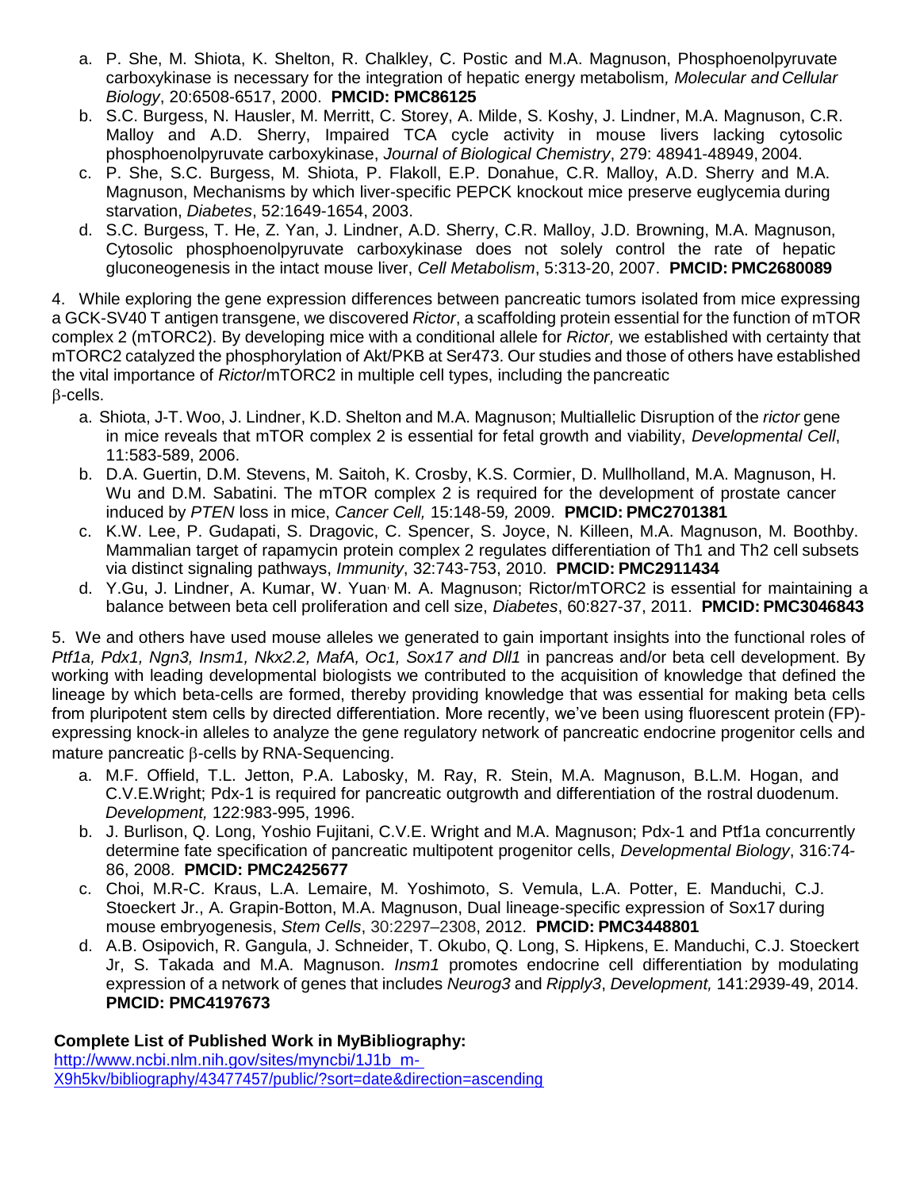a. P. She, M. Shiota, K. Shelton, R. Chalkley, C. Postic and M.A. Magnuson, Phosphoenolpyruvate carboxykinase is necessary for the integration of hepatic energy metabolism*, Molecular and Cellular Biology*, 20:6508-6517, 2000. **PMCID: PMC86125**
b. S.C. Burgess, N. Hausler, M. Merritt, C. Storey, A. Milde, S. Koshy, J. Lindner, M.A. Magnuson, C.R. Malloy and A.D. Sherry, Impaired TCA cycle activity in mouse livers lacking cytosolic phosphoenolpyruvate carboxykinase, *Journal of Biological Chemistry*, 279: 48941-48949, 2004.
c. P. She, S.C. Burgess, M. Shiota, P. Flakoll, E.P. Donahue, C.R. Malloy, A.D. Sherry and M.A. Magnuson, Mechanisms by which liver-specific PEPCK knockout mice preserve euglycemia during starvation, *Diabetes*, 52:1649-1654, 2003.
d. S.C. Burgess, T. He, Z. Yan, J. Lindner, A.D. Sherry, C.R. Malloy, J.D. Browning, M.A. Magnuson, Cytosolic phosphoenolpyruvate carboxykinase does not solely control the rate of hepatic gluconeogenesis in the intact mouse liver, *Cell Metabolism*, 5:313-20, 2007. **PMCID: PMC2680089**

4. While exploring the gene expression differences between pancreatic tumors isolated from mice expressing a GCK-SV40 T antigen transgene, we discovered *Rictor*, a scaffolding protein essential for the function of mTOR complex 2 (mTORC2). By developing mice with a conditional allele for *Rictor,* we established with certainty that mTORC2 catalyzed the phosphorylation of Akt/PKB at Ser473. Our studies and those of others have established the vital importance of *Rictor*/mTORC2 in multiple cell types, including the pancreatic β-cells.

a. Shiota, J-T. Woo, J. Lindner, K.D. Shelton and M.A. Magnuson; Multiallelic Disruption of the *rictor* gene in mice reveals that mTOR complex 2 is essential for fetal growth and viability, *Developmental Cell*, 11:583-589, 2006.
b. D.A. Guertin, D.M. Stevens, M. Saitoh, K. Crosby, K.S. Cormier, D. Mullholland, M.A. Magnuson, H. Wu and D.M. Sabatini. The mTOR complex 2 is required for the development of prostate cancer induced by *PTEN* loss in mice, *Cancer Cell,* 15:148-59*,* 2009. **PMCID: PMC2701381**
c. K.W. Lee, P. Gudapati, S. Dragovic, C. Spencer, S. Joyce, N. Killeen, M.A. Magnuson, M. Boothby. Mammalian target of rapamycin protein complex 2 regulates differentiation of Th1 and Th2 cell subsets via distinct signaling pathways, *Immunity*, 32:743-753, 2010. **PMCID: PMC2911434**
d. Y.Gu, J. Lindner, A. Kumar, W. Yuan, M. A. Magnuson; Rictor/mTORC2 is essential for maintaining a balance between beta cell proliferation and cell size, *Diabetes*, 60:827-37, 2011. **PMCID: PMC3046843**

5. We and others have used mouse alleles we generated to gain important insights into the functional roles of *Ptf1a, Pdx1, Ngn3, Insm1, Nkx2.2, MafA, Oc1, Sox17 and Dll1* in pancreas and/or beta cell development. By working with leading developmental biologists we contributed to the acquisition of knowledge that defined the lineage by which beta-cells are formed, thereby providing knowledge that was essential for making beta cells from pluripotent stem cells by directed differentiation. More recently, we've been using fluorescent protein (FP)-expressing knock-in alleles to analyze the gene regulatory network of pancreatic endocrine progenitor cells and mature pancreatic β-cells by RNA-Sequencing.

a. M.F. Offield, T.L. Jetton, P.A. Labosky, M. Ray, R. Stein, M.A. Magnuson, B.L.M. Hogan, and C.V.E.Wright; Pdx-1 is required for pancreatic outgrowth and differentiation of the rostral duodenum. *Development,* 122:983-995, 1996.
b. J. Burlison, Q. Long, Yoshio Fujitani, C.V.E. Wright and M.A. Magnuson; Pdx-1 and Ptf1a concurrently determine fate specification of pancreatic multipotent progenitor cells, *Developmental Biology*, 316:74-86, 2008. **PMCID: PMC2425677**
c. Choi, M.R-C. Kraus, L.A. Lemaire, M. Yoshimoto, S. Vemula, L.A. Potter, E. Manduchi, C.J. Stoeckert Jr., A. Grapin-Botton, M.A. Magnuson, Dual lineage-specific expression of Sox17 during mouse embryogenesis, *Stem Cells*, 30:2297–2308, 2012. **PMCID: PMC3448801**
d. A.B. Osipovich, R. Gangula, J. Schneider, T. Okubo, Q. Long, S. Hipkens, E. Manduchi, C.J. Stoeckert Jr, S. Takada and M.A. Magnuson. *Insm1* promotes endocrine cell differentiation by modulating expression of a network of genes that includes *Neurog3* and *Ripply3*, *Development,* 141:2939-49, 2014. **PMCID: PMC4197673**

**Complete List of Published Work in MyBibliography:**
http://www.ncbi.nlm.nih.gov/sites/myncbi/1J1b_m-X9h5kv/bibliography/43477457/public/?sort=date&direction=ascending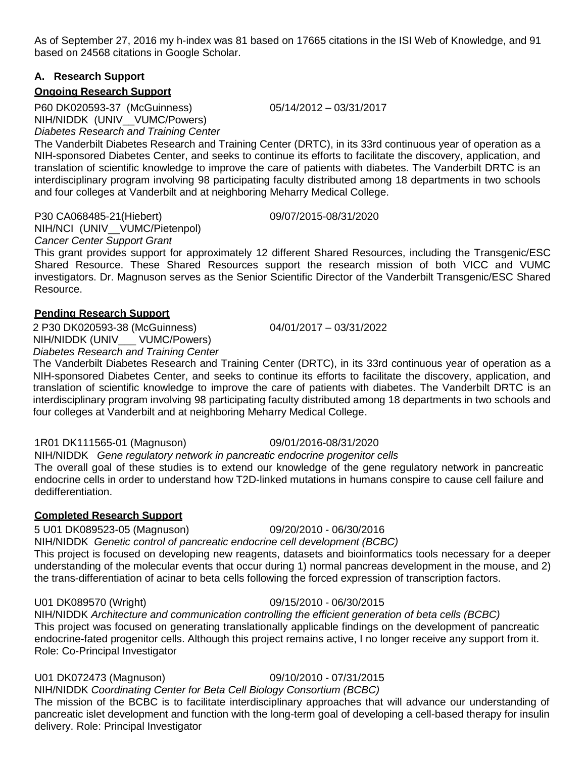As of September 27, 2016 my h-index was 81 based on 17665 citations in the ISI Web of Knowledge, and 91 based on 24568 citations in Google Scholar.

### A. Research Support

**Ongoing Research Support**

P60 DK020593-37 (McGuinness) 05/14/2012 – 03/31/2017
NIH/NIDDK (UNIV__VUMC/Powers)
*Diabetes Research and Training Center*
The Vanderbilt Diabetes Research and Training Center (DRTC), in its 33rd continuous year of operation as a NIH-sponsored Diabetes Center, and seeks to continue its efforts to facilitate the discovery, application, and translation of scientific knowledge to improve the care of patients with diabetes. The Vanderbilt DRTC is an interdisciplinary program involving 98 participating faculty distributed among 18 departments in two schools and four colleges at Vanderbilt and at neighboring Meharry Medical College.

P30 CA068485-21(Hiebert) 09/07/2015-08/31/2020
NIH/NCI (UNIV__VUMC/Pietenpol)
*Cancer Center Support Grant*
This grant provides support for approximately 12 different Shared Resources, including the Transgenic/ESC Shared Resource. These Shared Resources support the research mission of both VICC and VUMC investigators. Dr. Magnuson serves as the Senior Scientific Director of the Vanderbilt Transgenic/ESC Shared Resource.

**Pending Research Support**

2 P30 DK020593-38 (McGuinness) 04/01/2017 – 03/31/2022
NIH/NIDDK (UNIV___ VUMC/Powers)
*Diabetes Research and Training Center*
The Vanderbilt Diabetes Research and Training Center (DRTC), in its 33rd continuous year of operation as a NIH-sponsored Diabetes Center, and seeks to continue its efforts to facilitate the discovery, application, and translation of scientific knowledge to improve the care of patients with diabetes. The Vanderbilt DRTC is an interdisciplinary program involving 98 participating faculty distributed among 18 departments in two schools and four colleges at Vanderbilt and at neighboring Meharry Medical College.

1R01 DK111565-01 (Magnuson) 09/01/2016-08/31/2020
NIH/NIDDK *Gene regulatory network in pancreatic endocrine progenitor cells*
The overall goal of these studies is to extend our knowledge of the gene regulatory network in pancreatic endocrine cells in order to understand how T2D-linked mutations in humans conspire to cause cell failure and dedifferentiation.

**Completed Research Support**

5 U01 DK089523-05 (Magnuson) 09/20/2010 - 06/30/2016
NIH/NIDDK *Genetic control of pancreatic endocrine cell development (BCBC)*
This project is focused on developing new reagents, datasets and bioinformatics tools necessary for a deeper understanding of the molecular events that occur during 1) normal pancreas development in the mouse, and 2) the trans-differentiation of acinar to beta cells following the forced expression of transcription factors.

U01 DK089570 (Wright) 09/15/2010 - 06/30/2015
NIH/NIDDK *Architecture and communication controlling the efficient generation of beta cells (BCBC)*
This project was focused on generating translationally applicable findings on the development of pancreatic endocrine-fated progenitor cells. Although this project remains active, I no longer receive any support from it.
Role: Co-Principal Investigator

U01 DK072473 (Magnuson) 09/10/2010 - 07/31/2015
NIH/NIDDK *Coordinating Center for Beta Cell Biology Consortium (BCBC)*
The mission of the BCBC is to facilitate interdisciplinary approaches that will advance our understanding of pancreatic islet development and function with the long-term goal of developing a cell-based therapy for insulin delivery. Role: Principal Investigator